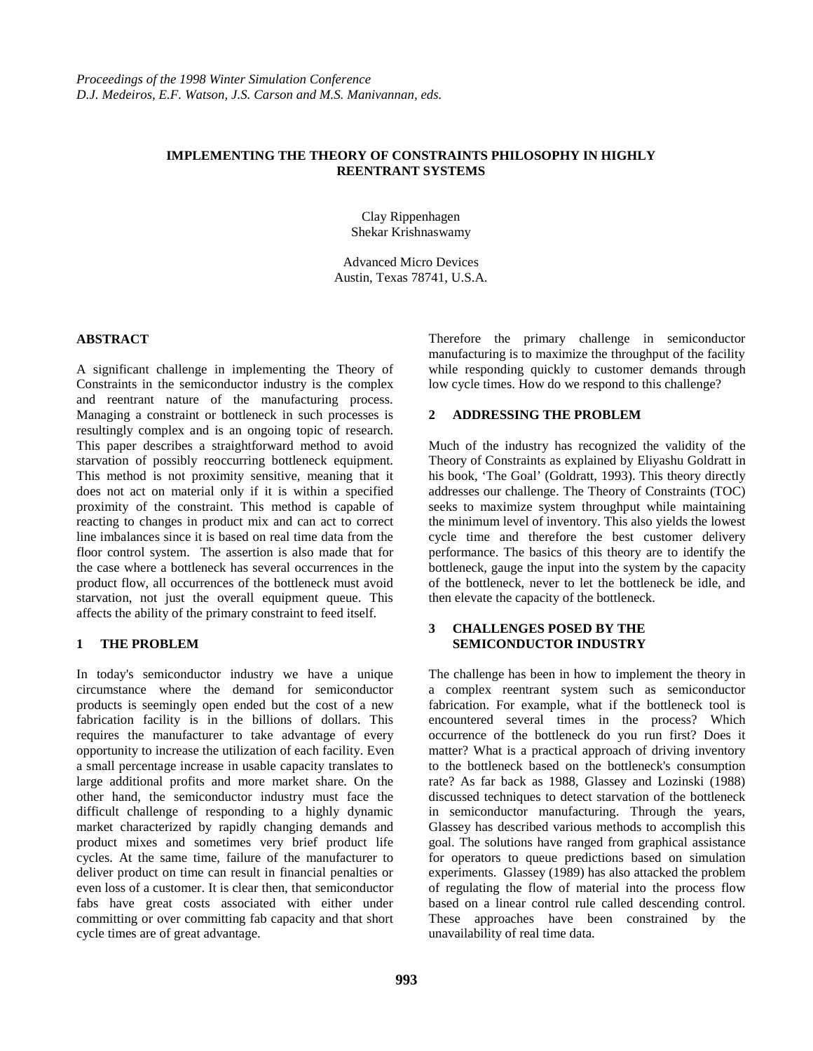*Proceedings of the 1998 Winter Simulation Conference*
*D.J. Medeiros, E.F. Watson, J.S. Carson and M.S. Manivannan, eds.*

# IMPLEMENTING THE THEORY OF CONSTRAINTS PHILOSOPHY IN HIGHLY REENTRANT SYSTEMS

Clay Rippenhagen
Shekar Krishnaswamy

Advanced Micro Devices
Austin, Texas 78741, U.S.A.

## ABSTRACT

A significant challenge in implementing the Theory of Constraints in the semiconductor industry is the complex and reentrant nature of the manufacturing process. Managing a constraint or bottleneck in such processes is resultingly complex and is an ongoing topic of research. This paper describes a straightforward method to avoid starvation of possibly reoccurring bottleneck equipment. This method is not proximity sensitive, meaning that it does not act on material only if it is within a specified proximity of the constraint. This method is capable of reacting to changes in product mix and can act to correct line imbalances since it is based on real time data from the floor control system. The assertion is also made that for the case where a bottleneck has several occurrences in the product flow, all occurrences of the bottleneck must avoid starvation, not just the overall equipment queue. This affects the ability of the primary constraint to feed itself.

## 1 THE PROBLEM

In today's semiconductor industry we have a unique circumstance where the demand for semiconductor products is seemingly open ended but the cost of a new fabrication facility is in the billions of dollars. This requires the manufacturer to take advantage of every opportunity to increase the utilization of each facility. Even a small percentage increase in usable capacity translates to large additional profits and more market share. On the other hand, the semiconductor industry must face the difficult challenge of responding to a highly dynamic market characterized by rapidly changing demands and product mixes and sometimes very brief product life cycles. At the same time, failure of the manufacturer to deliver product on time can result in financial penalties or even loss of a customer. It is clear then, that semiconductor fabs have great costs associated with either under committing or over committing fab capacity and that short cycle times are of great advantage.

Therefore the primary challenge in semiconductor manufacturing is to maximize the throughput of the facility while responding quickly to customer demands through low cycle times. How do we respond to this challenge?

## 2 ADDRESSING THE PROBLEM

Much of the industry has recognized the validity of the Theory of Constraints as explained by Eliyashu Goldratt in his book, 'The Goal' (Goldratt, 1993). This theory directly addresses our challenge. The Theory of Constraints (TOC) seeks to maximize system throughput while maintaining the minimum level of inventory. This also yields the lowest cycle time and therefore the best customer delivery performance. The basics of this theory are to identify the bottleneck, gauge the input into the system by the capacity of the bottleneck, never to let the bottleneck be idle, and then elevate the capacity of the bottleneck.

## 3 CHALLENGES POSED BY THE SEMICONDUCTOR INDUSTRY

The challenge has been in how to implement the theory in a complex reentrant system such as semiconductor fabrication. For example, what if the bottleneck tool is encountered several times in the process? Which occurrence of the bottleneck do you run first? Does it matter? What is a practical approach of driving inventory to the bottleneck based on the bottleneck's consumption rate? As far back as 1988, Glassey and Lozinski (1988) discussed techniques to detect starvation of the bottleneck in semiconductor manufacturing. Through the years, Glassey has described various methods to accomplish this goal. The solutions have ranged from graphical assistance for operators to queue predictions based on simulation experiments. Glassey (1989) has also attacked the problem of regulating the flow of material into the process flow based on a linear control rule called descending control. These approaches have been constrained by the unavailability of real time data.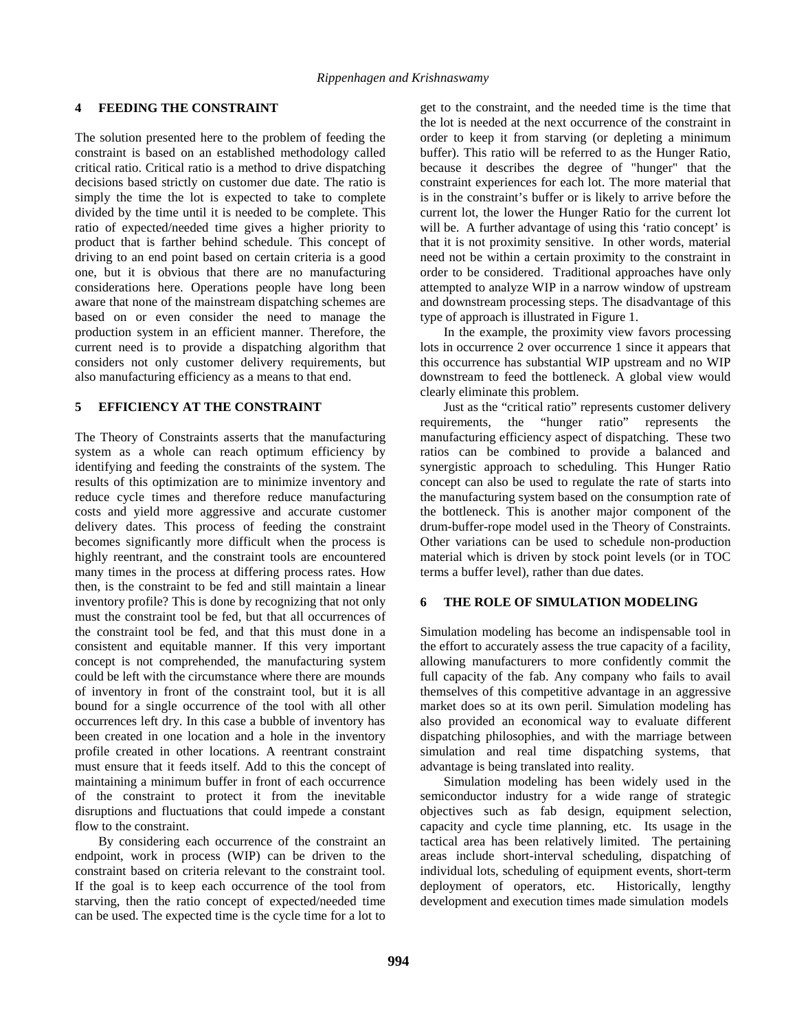## 4 FEEDING THE CONSTRAINT

The solution presented here to the problem of feeding the constraint is based on an established methodology called critical ratio. Critical ratio is a method to drive dispatching decisions based strictly on customer due date. The ratio is simply the time the lot is expected to take to complete divided by the time until it is needed to be complete. This ratio of expected/needed time gives a higher priority to product that is farther behind schedule. This concept of driving to an end point based on certain criteria is a good one, but it is obvious that there are no manufacturing considerations here. Operations people have long been aware that none of the mainstream dispatching schemes are based on or even consider the need to manage the production system in an efficient manner. Therefore, the current need is to provide a dispatching algorithm that considers not only customer delivery requirements, but also manufacturing efficiency as a means to that end.

## 5 EFFICIENCY AT THE CONSTRAINT

The Theory of Constraints asserts that the manufacturing system as a whole can reach optimum efficiency by identifying and feeding the constraints of the system. The results of this optimization are to minimize inventory and reduce cycle times and therefore reduce manufacturing costs and yield more aggressive and accurate customer delivery dates. This process of feeding the constraint becomes significantly more difficult when the process is highly reentrant, and the constraint tools are encountered many times in the process at differing process rates. How then, is the constraint to be fed and still maintain a linear inventory profile? This is done by recognizing that not only must the constraint tool be fed, but that all occurrences of the constraint tool be fed, and that this must done in a consistent and equitable manner. If this very important concept is not comprehended, the manufacturing system could be left with the circumstance where there are mounds of inventory in front of the constraint tool, but it is all bound for a single occurrence of the tool with all other occurrences left dry. In this case a bubble of inventory has been created in one location and a hole in the inventory profile created in other locations. A reentrant constraint must ensure that it feeds itself. Add to this the concept of maintaining a minimum buffer in front of each occurrence of the constraint to protect it from the inevitable disruptions and fluctuations that could impede a constant flow to the constraint.

By considering each occurrence of the constraint an endpoint, work in process (WIP) can be driven to the constraint based on criteria relevant to the constraint tool. If the goal is to keep each occurrence of the tool from starving, then the ratio concept of expected/needed time can be used. The expected time is the cycle time for a lot to get to the constraint, and the needed time is the time that the lot is needed at the next occurrence of the constraint in order to keep it from starving (or depleting a minimum buffer). This ratio will be referred to as the Hunger Ratio, because it describes the degree of "hunger" that the constraint experiences for each lot. The more material that is in the constraint's buffer or is likely to arrive before the current lot, the lower the Hunger Ratio for the current lot will be. A further advantage of using this 'ratio concept' is that it is not proximity sensitive. In other words, material need not be within a certain proximity to the constraint in order to be considered. Traditional approaches have only attempted to analyze WIP in a narrow window of upstream and downstream processing steps. The disadvantage of this type of approach is illustrated in Figure 1.

In the example, the proximity view favors processing lots in occurrence 2 over occurrence 1 since it appears that this occurrence has substantial WIP upstream and no WIP downstream to feed the bottleneck. A global view would clearly eliminate this problem.

Just as the "critical ratio" represents customer delivery requirements, the "hunger ratio" represents the manufacturing efficiency aspect of dispatching. These two ratios can be combined to provide a balanced and synergistic approach to scheduling. This Hunger Ratio concept can also be used to regulate the rate of starts into the manufacturing system based on the consumption rate of the bottleneck. This is another major component of the drum-buffer-rope model used in the Theory of Constraints. Other variations can be used to schedule non-production material which is driven by stock point levels (or in TOC terms a buffer level), rather than due dates.

## 6 THE ROLE OF SIMULATION MODELING

Simulation modeling has become an indispensable tool in the effort to accurately assess the true capacity of a facility, allowing manufacturers to more confidently commit the full capacity of the fab. Any company who fails to avail themselves of this competitive advantage in an aggressive market does so at its own peril. Simulation modeling has also provided an economical way to evaluate different dispatching philosophies, and with the marriage between simulation and real time dispatching systems, that advantage is being translated into reality.

Simulation modeling has been widely used in the semiconductor industry for a wide range of strategic objectives such as fab design, equipment selection, capacity and cycle time planning, etc. Its usage in the tactical area has been relatively limited. The pertaining areas include short-interval scheduling, dispatching of individual lots, scheduling of equipment events, short-term deployment of operators, etc. Historically, lengthy development and execution times made simulation models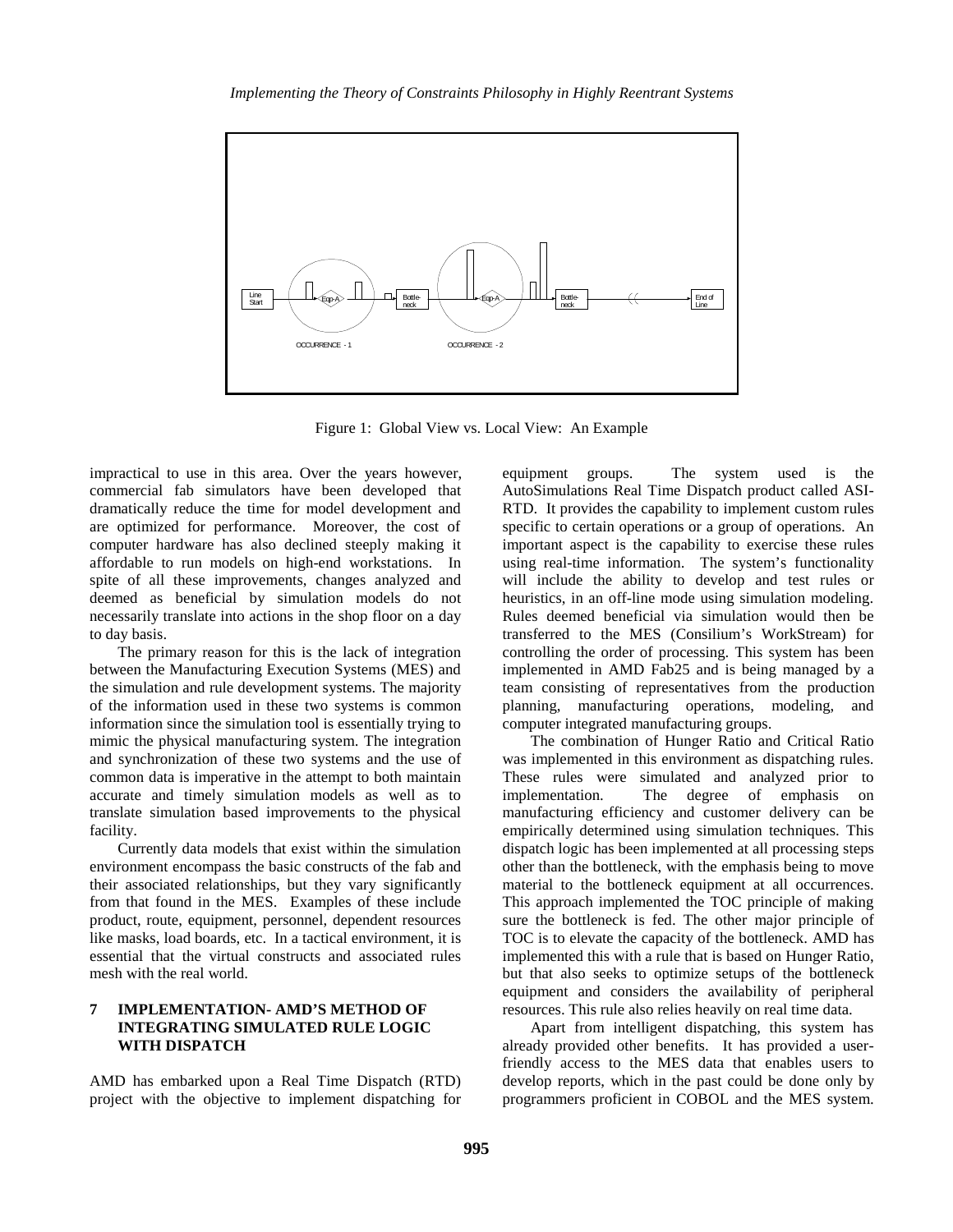Figure 1: Global View vs. Local View: An Example

impractical to use in this area. Over the years however, commercial fab simulators have been developed that dramatically reduce the time for model development and are optimized for performance. Moreover, the cost of computer hardware has also declined steeply making it affordable to run models on high-end workstations. In spite of all these improvements, changes analyzed and deemed as beneficial by simulation models do not necessarily translate into actions in the shop floor on a day to day basis.

The primary reason for this is the lack of integration between the Manufacturing Execution Systems (MES) and the simulation and rule development systems. The majority of the information used in these two systems is common information since the simulation tool is essentially trying to mimic the physical manufacturing system. The integration and synchronization of these two systems and the use of common data is imperative in the attempt to both maintain accurate and timely simulation models as well as to translate simulation based improvements to the physical facility.

Currently data models that exist within the simulation environment encompass the basic constructs of the fab and their associated relationships, but they vary significantly from that found in the MES. Examples of these include product, route, equipment, personnel, dependent resources like masks, load boards, etc. In a tactical environment, it is essential that the virtual constructs and associated rules mesh with the real world.

## 7 IMPLEMENTATION- AMD'S METHOD OF INTEGRATING SIMULATED RULE LOGIC WITH DISPATCH

AMD has embarked upon a Real Time Dispatch (RTD) project with the objective to implement dispatching for equipment groups. The system used is the AutoSimulations Real Time Dispatch product called ASI-RTD. It provides the capability to implement custom rules specific to certain operations or a group of operations. An important aspect is the capability to exercise these rules using real-time information. The system's functionality will include the ability to develop and test rules or heuristics, in an off-line mode using simulation modeling. Rules deemed beneficial via simulation would then be transferred to the MES (Consilium's WorkStream) for controlling the order of processing. This system has been implemented in AMD Fab25 and is being managed by a team consisting of representatives from the production planning, manufacturing operations, modeling, and computer integrated manufacturing groups.

The combination of Hunger Ratio and Critical Ratio was implemented in this environment as dispatching rules. These rules were simulated and analyzed prior to implementation. The degree of emphasis on manufacturing efficiency and customer delivery can be empirically determined using simulation techniques. This dispatch logic has been implemented at all processing steps other than the bottleneck, with the emphasis being to move material to the bottleneck equipment at all occurrences. This approach implemented the TOC principle of making sure the bottleneck is fed. The other major principle of TOC is to elevate the capacity of the bottleneck. AMD has implemented this with a rule that is based on Hunger Ratio, but that also seeks to optimize setups of the bottleneck equipment and considers the availability of peripheral resources. This rule also relies heavily on real time data.

Apart from intelligent dispatching, this system has already provided other benefits. It has provided a user-friendly access to the MES data that enables users to develop reports, which in the past could be done only by programmers proficient in COBOL and the MES system.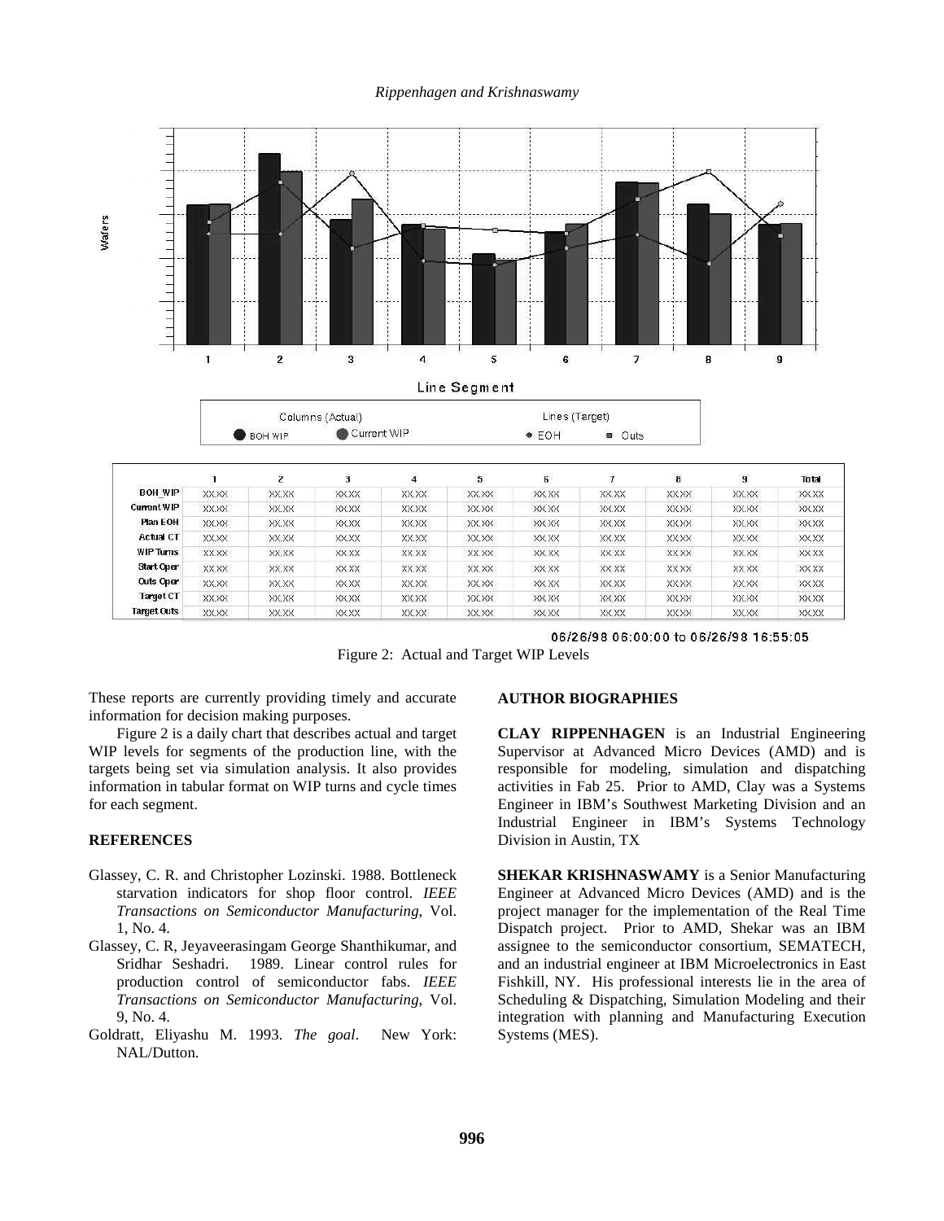Wafers

1 2 3 4 5 6 7 8 9

Line Segment

Columns (Actual): BOH WIP, Current WIP

Lines (Target): EOH, Outs

| | 1 | 2 | 3 | 4 | 5 | 6 | 7 | 8 | 9 | Total |
|---|---|---|---|---|---|---|---|---|---|---|
| BOH_WIP | XX.XX | XX.XX | XX.XX | XX.XX | XX.XX | XX.XX | XX.XX | XX.XX | XX.XX | XX.XX |
| Current WIP | XX.XX | XX.XX | XX.XX | XX.XX | XX.XX | XX.XX | XX.XX | XX.XX | XX.XX | XX.XX |
| Plan EOH | XX.XX | XX.XX | XX.XX | XX.XX | XX.XX | XX.XX | XX.XX | XX.XX | XX.XX | XX.XX |
| Actual CT | XX.XX | XX.XX | XX.XX | XX.XX | XX.XX | XX.XX | XX.XX | XX.XX | XX.XX | XX.XX |
| WIP Turns | XX.XX | XX.XX | XX.XX | XX.XX | XX.XX | XX.XX | XX.XX | XX.XX | XX.XX | XX.XX |
| Start Oper | XX.XX | XX.XX | XX.XX | XX.XX | XX.XX | XX.XX | XX.XX | XX.XX | XX.XX | XX.XX |
| Outs Oper | XX.XX | XX.XX | XX.XX | XX.XX | XX.XX | XX.XX | XX.XX | XX.XX | XX.XX | XX.XX |
| Target CT | XX.XX | XX.XX | XX.XX | XX.XX | XX.XX | XX.XX | XX.XX | XX.XX | XX.XX | XX.XX |
| Target Outs | XX.XX | XX.XX | XX.XX | XX.XX | XX.XX | XX.XX | XX.XX | XX.XX | XX.XX | XX.XX |

06/26/98 06:00:00 to 06/26/98 16:55:05

Figure 2: Actual and Target WIP Levels

These reports are currently providing timely and accurate information for decision making purposes.

Figure 2 is a daily chart that describes actual and target WIP levels for segments of the production line, with the targets being set via simulation analysis. It also provides information in tabular format on WIP turns and cycle times for each segment.

## REFERENCES

Glassey, C. R. and Christopher Lozinski. 1988. Bottleneck starvation indicators for shop floor control. *IEEE Transactions on Semiconductor Manufacturing*, Vol. 1, No. 4.

Glassey, C. R, Jeyaveerasingam George Shanthikumar, and Sridhar Seshadri. 1989. Linear control rules for production control of semiconductor fabs. *IEEE Transactions on Semiconductor Manufacturing*, Vol. 9, No. 4.

Goldratt, Eliyashu M. 1993. *The goal*. New York: NAL/Dutton.

## AUTHOR BIOGRAPHIES

**CLAY RIPPENHAGEN** is an Industrial Engineering Supervisor at Advanced Micro Devices (AMD) and is responsible for modeling, simulation and dispatching activities in Fab 25. Prior to AMD, Clay was a Systems Engineer in IBM's Southwest Marketing Division and an Industrial Engineer in IBM's Systems Technology Division in Austin, TX

**SHEKAR KRISHNASWAMY** is a Senior Manufacturing Engineer at Advanced Micro Devices (AMD) and is the project manager for the implementation of the Real Time Dispatch project. Prior to AMD, Shekar was an IBM assignee to the semiconductor consortium, SEMATECH, and an industrial engineer at IBM Microelectronics in East Fishkill, NY. His professional interests lie in the area of Scheduling & Dispatching, Simulation Modeling and their integration with planning and Manufacturing Execution Systems (MES).